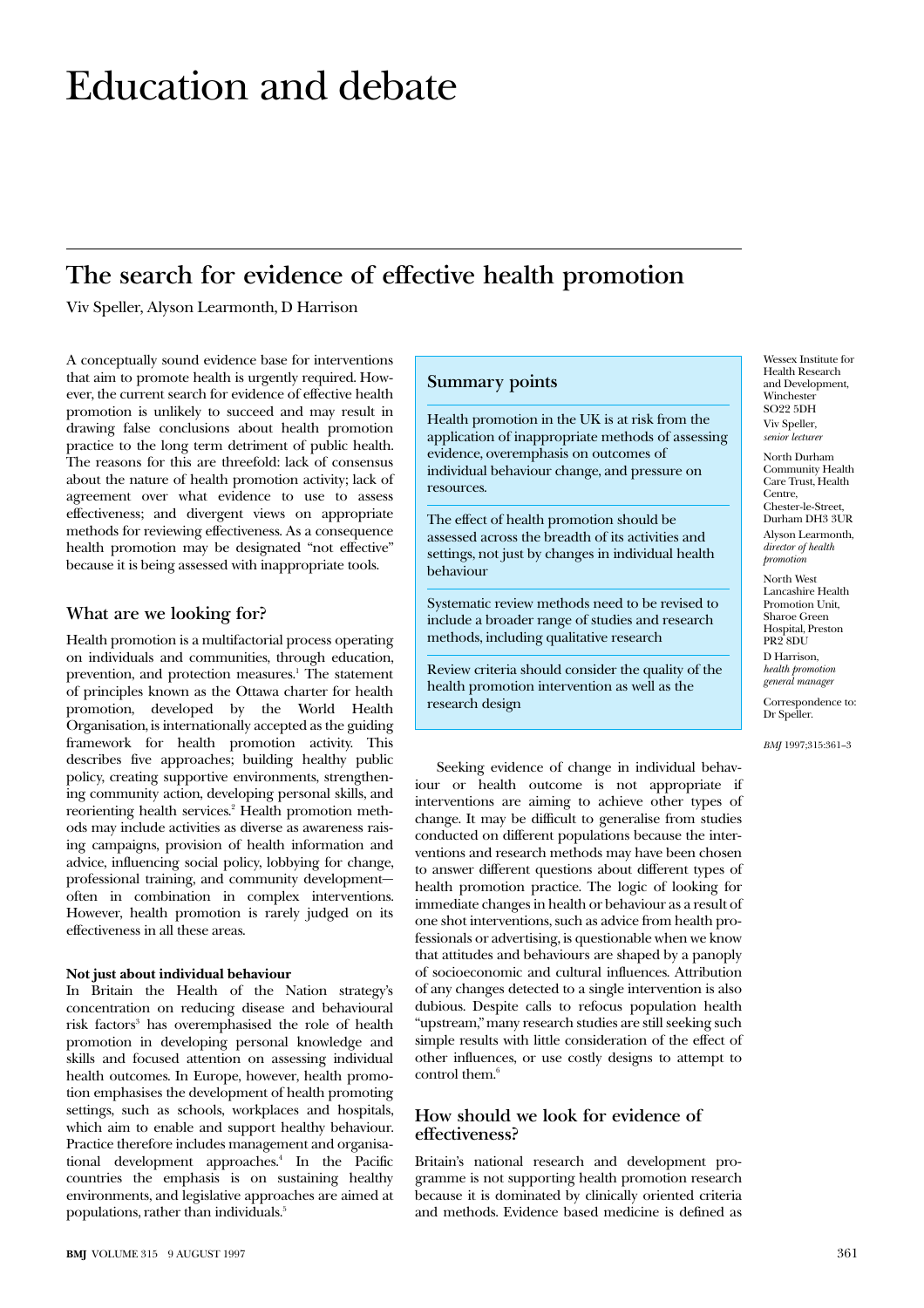# Education and debate

## The search for evidence of effective health promotion

Viv Speller, Alyson Learmonth, D Harrison

Wessex Institute for Health Research and Development, Winchester SO22 5DH
Viv Speller, *senior lecturer*

North Durham Community Health Care Trust, Health Centre, Chester-le-Street, Durham DH3 3UR
Alyson Learmonth, *director of health promotion*

North West Lancashire Health Promotion Unit, Sharoe Green Hospital, Preston PR2 8DU
D Harrison, *health promotion general manager*

Correspondence to: Dr Speller.

*BMJ* 1997;315:361–3

A conceptually sound evidence base for interventions that aim to promote health is urgently required. However, the current search for evidence of effective health promotion is unlikely to succeed and may result in drawing false conclusions about health promotion practice to the long term detriment of public health. The reasons for this are threefold: lack of consensus about the nature of health promotion activity; lack of agreement over what evidence to use to assess effectiveness; and divergent views on appropriate methods for reviewing effectiveness. As a consequence health promotion may be designated "not effective" because it is being assessed with inappropriate tools.

### What are we looking for?

Health promotion is a multifactorial process operating on individuals and communities, through education, prevention, and protection measures.[1] The statement of principles known as the Ottawa charter for health promotion, developed by the World Health Organisation, is internationally accepted as the guiding framework for health promotion activity. This describes five approaches; building healthy public policy, creating supportive environments, strengthening community action, developing personal skills, and reorienting health services.[2] Health promotion methods may include activities as diverse as awareness raising campaigns, provision of health information and advice, influencing social policy, lobbying for change, professional training, and community development—often in combination in complex interventions. However, health promotion is rarely judged on its effectiveness in all these areas.

#### Not just about individual behaviour

In Britain the Health of the Nation strategy's concentration on reducing disease and behavioural risk factors[3] has overemphasised the role of health promotion in developing personal knowledge and skills and focused attention on assessing individual health outcomes. In Europe, however, health promotion emphasises the development of health promoting settings, such as schools, workplaces and hospitals, which aim to enable and support healthy behaviour. Practice therefore includes management and organisational development approaches.[4] In the Pacific countries the emphasis is on sustaining healthy environments, and legislative approaches are aimed at populations, rather than individuals.[5]

> **Summary points**
>
> Health promotion in the UK is at risk from the application of inappropriate methods of assessing evidence, overemphasis on outcomes of individual behaviour change, and pressure on resources.
>
> The effect of health promotion should be assessed across the breadth of its activities and settings, not just by changes in individual health behaviour
>
> Systematic review methods need to be revised to include a broader range of studies and research methods, including qualitative research
>
> Review criteria should consider the quality of the health promotion intervention as well as the research design

Seeking evidence of change in individual behaviour or health outcome is not appropriate if interventions are aiming to achieve other types of change. It may be difficult to generalise from studies conducted on different populations because the interventions and research methods may have been chosen to answer different questions about different types of health promotion practice. The logic of looking for immediate changes in health or behaviour as a result of one shot interventions, such as advice from health professionals or advertising, is questionable when we know that attitudes and behaviours are shaped by a panoply of socioeconomic and cultural influences. Attribution of any changes detected to a single intervention is also dubious. Despite calls to refocus population health "upstream," many research studies are still seeking such simple results with little consideration of the effect of other influences, or use costly designs to attempt to control them.[6]

### How should we look for evidence of effectiveness?

Britain's national research and development programme is not supporting health promotion research because it is dominated by clinically oriented criteria and methods. Evidence based medicine is defined as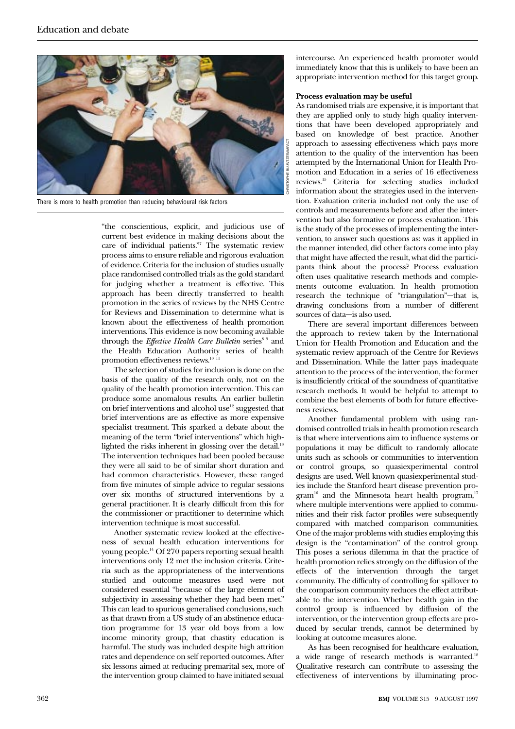There is more to health promotion than reducing behavioural risk factors

"the conscientious, explicit, and judicious use of current best evidence in making decisions about the care of individual patients."[7] The systematic review process aims to ensure reliable and rigorous evaluation of evidence. Criteria for the inclusion of studies usually place randomised controlled trials as the gold standard for judging whether a treatment is effective. This approach has been directly transferred to health promotion in the series of reviews by the NHS Centre for Reviews and Dissemination to determine what is known about the effectiveness of health promotion interventions. This evidence is now becoming available through the *Effective Health Care Bulletin* series[8,9] and the Health Education Authority series of health promotion effectiveness reviews.[10,11]

The selection of studies for inclusion is done on the basis of the quality of the research only, not on the quality of the health promotion intervention. This can produce some anomalous results. An earlier bulletin on brief interventions and alcohol use[12] suggested that brief interventions are as effective as more expensive specialist treatment. This sparked a debate about the meaning of the term "brief interventions" which highlighted the risks inherent in glossing over the detail.[13] The intervention techniques had been pooled because they were all said to be of similar short duration and had common characteristics. However, these ranged from five minutes of simple advice to regular sessions over six months of structured interventions by a general practitioner. It is clearly difficult from this for the commissioner or practitioner to determine which intervention technique is most successful.

Another systematic review looked at the effectiveness of sexual health education interventions for young people.[14] Of 270 papers reporting sexual health interventions only 12 met the inclusion criteria. Criteria such as the appropriateness of the interventions studied and outcome measures used were not considered essential "because of the large element of subjectivity in assessing whether they had been met." This can lead to spurious generalised conclusions, such as that drawn from a US study of an abstinence education programme for 13 year old boys from a low income minority group, that chastity education is harmful. The study was included despite high attrition rates and dependence on self reported outcomes. After six lessons aimed at reducing premarital sex, more of the intervention group claimed to have initiated sexual intercourse. An experienced health promoter would immediately know that this is unlikely to have been an appropriate intervention method for this target group.

**Process evaluation may be useful**

As randomised trials are expensive, it is important that they are applied only to study high quality interventions that have been developed appropriately and based on knowledge of best practice. Another approach to assessing effectiveness which pays more attention to the quality of the intervention has been attempted by the International Union for Health Promotion and Education in a series of 16 effectiveness reviews.[15] Criteria for selecting studies included information about the strategies used in the intervention. Evaluation criteria included not only the use of controls and measurements before and after the intervention but also formative or process evaluation. This is the study of the processes of implementing the intervention, to answer such questions as: was it applied in the manner intended, did other factors come into play that might have affected the result, what did the participants think about the process? Process evaluation often uses qualitative research methods and complements outcome evaluation. In health promotion research the technique of "triangulation"—that is, drawing conclusions from a number of different sources of data—is also used.

There are several important differences between the approach to review taken by the International Union for Health Promotion and Education and the systematic review approach of the Centre for Reviews and Dissemination. While the latter pays inadequate attention to the process of the intervention, the former is insufficiently critical of the soundness of quantitative research methods. It would be helpful to attempt to combine the best elements of both for future effectiveness reviews.

Another fundamental problem with using randomised controlled trials in health promotion research is that where interventions aim to influence systems or populations it may be difficult to randomly allocate units such as schools or communities to intervention or control groups, so quasiexperimental control designs are used. Well known quasiexperimental studies include the Stanford heart disease prevention program[16] and the Minnesota heart health program,[17] where multiple interventions were applied to communities and their risk factor profiles were subsequently compared with matched comparison communities. One of the major problems with studies employing this design is the "contamination" of the control group. This poses a serious dilemma in that the practice of health promotion relies strongly on the diffusion of the effects of the intervention through the target community. The difficulty of controlling for spillover to the comparison community reduces the effect attributable to the intervention. Whether health gain in the control group is influenced by diffusion of the intervention, or the intervention group effects are produced by secular trends, cannot be determined by looking at outcome measures alone.

As has been recognised for healthcare evaluation, a wide range of research methods is warranted.[18] Qualitative research can contribute to assessing the effectiveness of interventions by illuminating proc-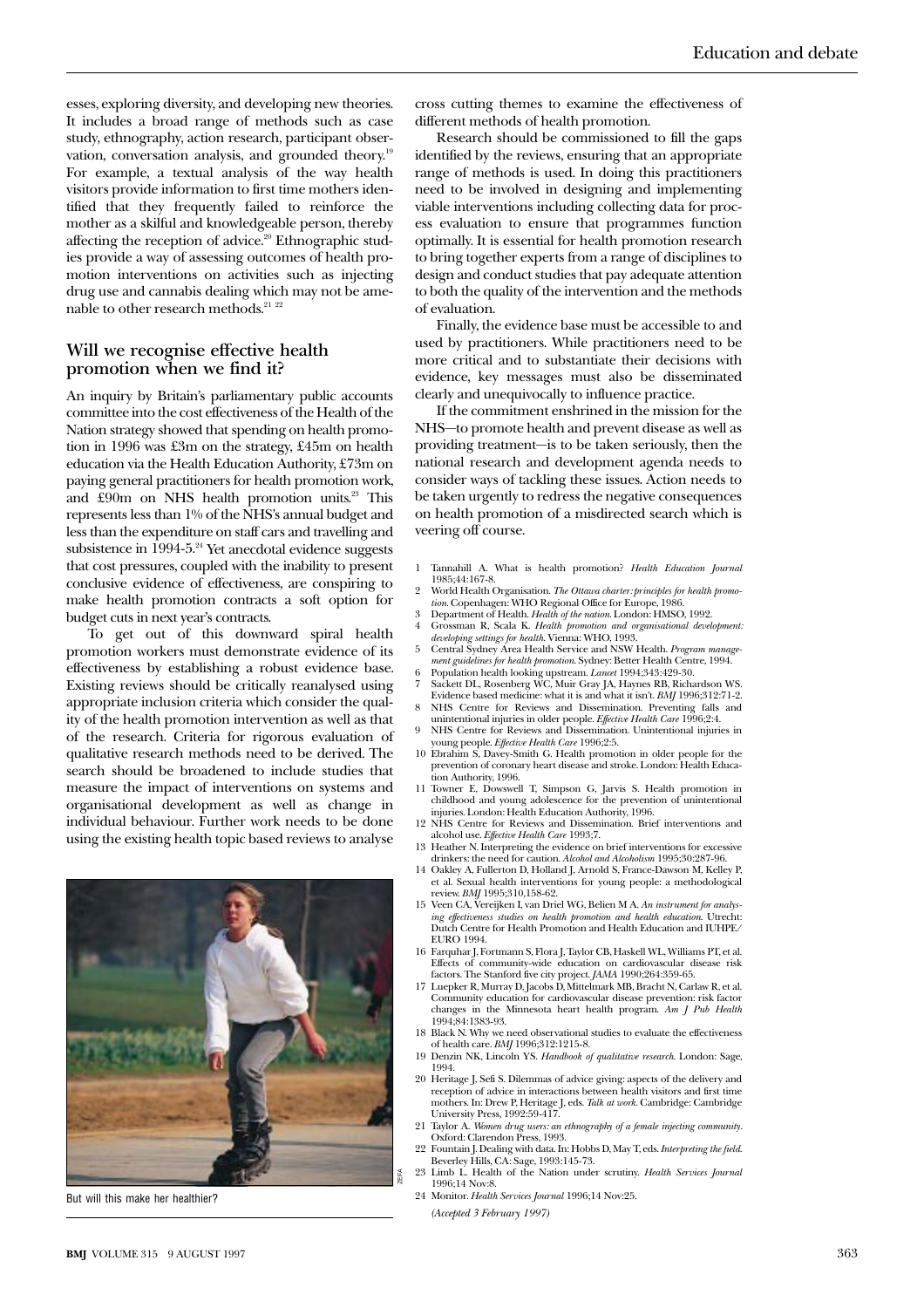esses, exploring diversity, and developing new theories. It includes a broad range of methods such as case study, ethnography, action research, participant observation, conversation analysis, and grounded theory.[19] For example, a textual analysis of the way health visitors provide information to first time mothers identified that they frequently failed to reinforce the mother as a skilful and knowledgeable person, thereby affecting the reception of advice.[20] Ethnographic studies provide a way of assessing outcomes of health promotion interventions on activities such as injecting drug use and cannabis dealing which may not be amenable to other research methods.[21 22]

## Will we recognise effective health promotion when we find it?

An inquiry by Britain's parliamentary public accounts committee into the cost effectiveness of the Health of the Nation strategy showed that spending on health promotion in 1996 was £3m on the strategy, £45m on health education via the Health Education Authority, £73m on paying general practitioners for health promotion work, and £90m on NHS health promotion units.[23] This represents less than 1% of the NHS's annual budget and less than the expenditure on staff cars and travelling and subsistence in 1994-5.[24] Yet anecdotal evidence suggests that cost pressures, coupled with the inability to present conclusive evidence of effectiveness, are conspiring to make health promotion contracts a soft option for budget cuts in next year's contracts.

To get out of this downward spiral health promotion workers must demonstrate evidence of its effectiveness by establishing a robust evidence base. Existing reviews should be critically reanalysed using appropriate inclusion criteria which consider the quality of the health promotion intervention as well as that of the research. Criteria for rigorous evaluation of qualitative research methods need to be derived. The search should be broadened to include studies that measure the impact of interventions on systems and organisational development as well as change in individual behaviour. Further work needs to be done using the existing health topic based reviews to analyse cross cutting themes to examine the effectiveness of different methods of health promotion.

Research should be commissioned to fill the gaps identified by the reviews, ensuring that an appropriate range of methods is used. In doing this practitioners need to be involved in designing and implementing viable interventions including collecting data for process evaluation to ensure that programmes function optimally. It is essential for health promotion research to bring together experts from a range of disciplines to design and conduct studies that pay adequate attention to both the quality of the intervention and the methods of evaluation.

Finally, the evidence base must be accessible to and used by practitioners. While practitioners need to be more critical and to substantiate their decisions with evidence, key messages must also be disseminated clearly and unequivocally to influence practice.

If the commitment enshrined in the mission for the NHS—to promote health and prevent disease as well as providing treatment—is to be taken seriously, then the national research and development agenda needs to consider ways of tackling these issues. Action needs to be taken urgently to redress the negative consequences on health promotion of a misdirected search which is veering off course.

But will this make her healthier?

1. Tannahill A. What is health promotion? *Health Education Journal* 1985;44:167-8.
2. World Health Organisation. *The Ottawa charter: principles for health promotion*. Copenhagen: WHO Regional Office for Europe, 1986.
3. Department of Health. *Health of the nation*. London: HMSO, 1992.
4. Grossman R, Scala K. *Health promotion and organisational development: developing settings for health*. Vienna: WHO, 1993.
5. Central Sydney Area Health Service and NSW Health. *Program management guidelines for health promotion*. Sydney: Better Health Centre, 1994.
6. Population health looking upstream. *Lancet* 1994;343:429-30.
7. Sackett DL, Rosenberg WC, Muir Gray JA, Haynes RB, Richardson WS. Evidence based medicine: what it is and what it isn't. *BMJ* 1996;312:71-2.
8. NHS Centre for Reviews and Dissemination. Preventing falls and unintentional injuries in older people. *Effective Health Care* 1996;2:4.
9. NHS Centre for Reviews and Dissemination. Unintentional injuries in young people. *Effective Health Care* 1996;2:5.
10. Ebrahim S, Davey-Smith G. Health promotion in older people for the prevention of coronary heart disease and stroke. London: Health Education Authority, 1996.
11. Towner E, Dowswell T, Simpson G, Jarvis S. Health promotion in childhood and young adolescence for the prevention of unintentional injuries. London: Health Education Authority, 1996.
12. NHS Centre for Reviews and Dissemination. Brief interventions and alcohol use. *Effective Health Care* 1993;7.
13. Heather N. Interpreting the evidence on brief interventions for excessive drinkers: the need for caution. *Alcohol and Alcoholism* 1995;30:287-96.
14. Oakley A, Fullerton D, Holland J, Arnold S, France-Dawson M, Kelley P, et al. Sexual health interventions for young people: a methodological review. *BMJ* 1995;310,158-62.
15. Veen CA, Vereijken I, van Driel WG, Belien M A. *An instrument for analysing effectiveness studies on health promotion and health education*. Utrecht: Dutch Centre for Health Promotion and Health Education and IUHPE/EURO 1994.
16. Farquhar J, Fortmann S, Flora J, Taylor CB, Haskell WL, Williams PT, et al. Effects of community-wide education on cardiovascular disease risk factors. The Stanford five city project. *JAMA* 1990;264:359-65.
17. Luepker R, Murray D, Jacobs D, Mittelmark MB, Bracht N, Carlaw R, et al. Community education for cardiovascular disease prevention: risk factor changes in the Minnesota heart health program. *Am J Pub Health* 1994;84:1383-93.
18. Black N. Why we need observational studies to evaluate the effectiveness of health care. *BMJ* 1996;312:1215-8.
19. Denzin NK, Lincoln YS. *Handbook of qualitative research*. London: Sage, 1994.
20. Heritage J, Sefi S. Dilemmas of advice giving: aspects of the delivery and reception of advice in interactions between health visitors and first time mothers. In: Drew P, Heritage J, eds. *Talk at work*. Cambridge: Cambridge University Press, 1992:59-417.
21. Taylor A. *Women drug users: an ethnography of a female injecting community*. Oxford: Clarendon Press, 1993.
22. Fountain J. Dealing with data. In: Hobbs D, May T, eds. *Interpreting the field*. Beverley Hills, CA: Sage, 1993:145-73.
23. Limb L. Health of the Nation under scrutiny. *Health Services Journal* 1996;14 Nov:8.
24. Monitor. *Health Services Journal* 1996;14 Nov:25.

*(Accepted 3 February 1997)*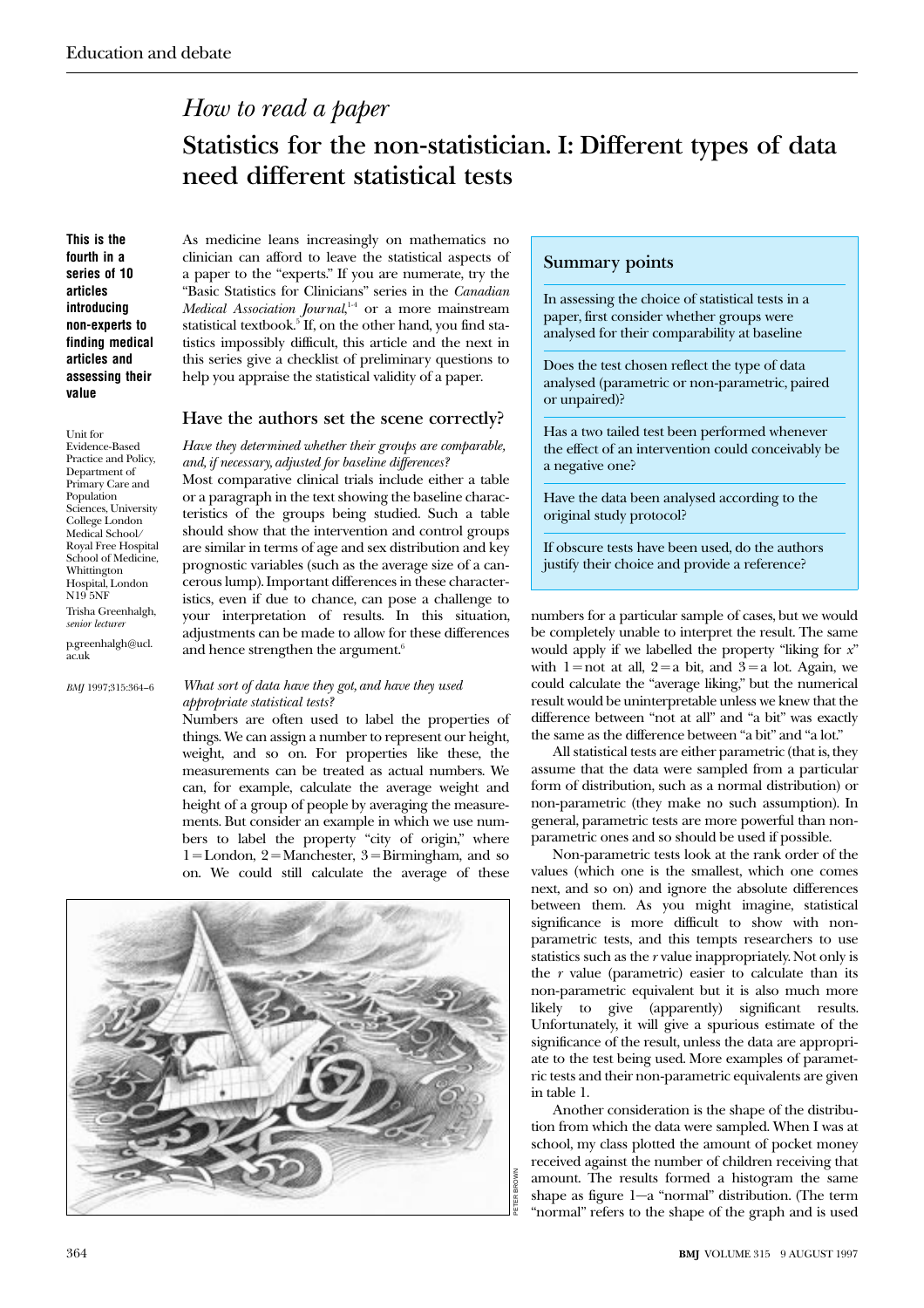Education and debate

# *How to read a paper*

## Statistics for the non-statistician. I: Different types of data need different statistical tests

**This is the fourth in a series of 10 articles introducing non-experts to finding medical articles and assessing their value**

Unit for Evidence-Based Practice and Policy, Department of Primary Care and Population Sciences, University College London Medical School/ Royal Free Hospital School of Medicine, Whittington Hospital, London N19 5NF

Trisha Greenhalgh, *senior lecturer*

p.greenhalgh@ucl.ac.uk

*BMJ* 1997;315:364–6

As medicine leans increasingly on mathematics no clinician can afford to leave the statistical aspects of a paper to the "experts." If you are numerate, try the "Basic Statistics for Clinicians" series in the *Canadian Medical Association Journal*,[1-4] or a more mainstream statistical textbook.[5] If, on the other hand, you find statistics impossibly difficult, this article and the next in this series give a checklist of preliminary questions to help you appraise the statistical validity of a paper.

### Summary points

In assessing the choice of statistical tests in a paper, first consider whether groups were analysed for their comparability at baseline

Does the test chosen reflect the type of data analysed (parametric or non-parametric, paired or unpaired)?

Has a two tailed test been performed whenever the effect of an intervention could conceivably be a negative one?

Have the data been analysed according to the original study protocol?

If obscure tests have been used, do the authors justify their choice and provide a reference?

### Have the authors set the scene correctly?

*Have they determined whether their groups are comparable, and, if necessary, adjusted for baseline differences?*

Most comparative clinical trials include either a table or a paragraph in the text showing the baseline characteristics of the groups being studied. Such a table should show that the intervention and control groups are similar in terms of age and sex distribution and key prognostic variables (such as the average size of a cancerous lump). Important differences in these characteristics, even if due to chance, can pose a challenge to your interpretation of results. In this situation, adjustments can be made to allow for these differences and hence strengthen the argument.[6]

*What sort of data have they got, and have they used appropriate statistical tests?*

Numbers are often used to label the properties of things. We can assign a number to represent our height, weight, and so on. For properties like these, the measurements can be treated as actual numbers. We can, for example, calculate the average weight and height of a group of people by averaging the measurements. But consider an example in which we use numbers to label the property "city of origin," where 1 = London, 2 = Manchester, 3 = Birmingham, and so on. We could still calculate the average of these numbers for a particular sample of cases, but we would be completely unable to interpret the result. The same would apply if we labelled the property "liking for *x*" with 1 = not at all, 2 = a bit, and 3 = a lot. Again, we could calculate the "average liking," but the numerical result would be uninterpretable unless we knew that the difference between "not at all" and "a bit" was exactly the same as the difference between "a bit" and "a lot."

All statistical tests are either parametric (that is, they assume that the data were sampled from a particular form of distribution, such as a normal distribution) or non-parametric (they make no such assumption). In general, parametric tests are more powerful than non-parametric ones and so should be used if possible.

Non-parametric tests look at the rank order of the values (which one is the smallest, which one comes next, and so on) and ignore the absolute differences between them. As you might imagine, statistical significance is more difficult to show with non-parametric tests, and this tempts researchers to use statistics such as the *r* value inappropriately. Not only is the *r* value (parametric) easier to calculate than its non-parametric equivalent but it is also much more likely to give (apparently) significant results. Unfortunately, it will give a spurious estimate of the significance of the result, unless the data are appropriate to the test being used. More examples of parametric tests and their non-parametric equivalents are given in table 1.

Another consideration is the shape of the distribution from which the data were sampled. When I was at school, my class plotted the amount of pocket money received against the number of children receiving that amount. The results formed a histogram the same shape as figure 1—a "normal" distribution. (The term "normal" refers to the shape of the graph and is used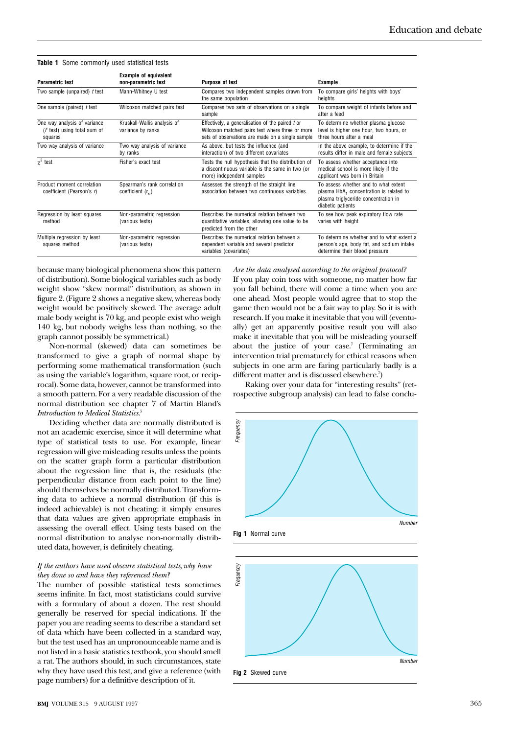**Table 1** Some commonly used statistical tests

| Parametric test | Example of equivalent non-parametric test | Purpose of test | Example |
|---|---|---|---|
| Two sample (unpaired) *t* test | Mann-Whitney U test | Compares two independent samples drawn from the same population | To compare girls' heights with boys' heights |
| One sample (paired) *t* test | Wilcoxon matched pairs test | Compares two sets of observations on a single sample | To compare weight of infants before and after a feed |
| One way analysis of variance (*F* test) using total sum of squares | Kruskall-Wallis analysis of variance by ranks | Effectively, a generalisation of the paired *t* or Wilcoxon matched pairs test where three or more sets of observations are made on a single sample | To determine whether plasma glucose level is higher one hour, two hours, or three hours after a meal |
| Two way analysis of variance | Two way analysis of variance by ranks | As above, but tests the influence (and interaction) of two different covariates | In the above example, to determine if the results differ in male and female subjects |
| $\chi^2$ test | Fisher's exact test | Tests the null hypothesis that the distribution of a discontinuous variable is the same in two (or more) independent samples | To assess whether acceptance into medical school is more likely if the applicant was born in Britain |
| Product moment correlation coefficient (Pearson's *r*) | Spearman's rank correlation coefficient ($r_s$) | Assesses the strength of the straight line association between two continuous variables. | To assess whether and to what extent plasma $HbA_1$ concentration is related to plasma triglyceride concentration in diabetic patients |
| Regression by least squares method | Non-parametric regression (various tests) | Describes the numerical relation between two quantitative variables, allowing one value to be predicted from the other | To see how peak expiratory flow rate varies with height |
| Multiple regression by least squares method | Non-parametric regression (various tests) | Describes the numerical relation between a dependent variable and several predictor variables (covariates) | To determine whether and to what extent a person's age, body fat, and sodium intake determine their blood pressure |

because many biological phenomena show this pattern of distribution). Some biological variables such as body weight show "skew normal" distribution, as shown in figure 2. (Figure 2 shows a negative skew, whereas body weight would be positively skewed. The average adult male body weight is 70 kg, and people exist who weigh 140 kg, but nobody weighs less than nothing, so the graph cannot possibly be symmetrical.)

Non-normal (skewed) data can sometimes be transformed to give a graph of normal shape by performing some mathematical transformation (such as using the variable's logarithm, square root, or reciprocal). Some data, however, cannot be transformed into a smooth pattern. For a very readable discussion of the normal distribution see chapter 7 of Martin Bland's *Introduction to Medical Statistics*.[5]

Deciding whether data are normally distributed is not an academic exercise, since it will determine what type of statistical tests to use. For example, linear regression will give misleading results unless the points on the scatter graph form a particular distribution about the regression line—that is, the residuals (the perpendicular distance from each point to the line) should themselves be normally distributed. Transforming data to achieve a normal distribution (if this is indeed achievable) is not cheating: it simply ensures that data values are given appropriate emphasis in assessing the overall effect. Using tests based on the normal distribution to analyse non-normally distributed data, however, is definitely cheating.

*If the authors have used obscure statistical tests, why have they done so and have they referenced them?*

The number of possible statistical tests sometimes seems infinite. In fact, most statisticians could survive with a formulary of about a dozen. The rest should generally be reserved for special indications. If the paper you are reading seems to describe a standard set of data which have been collected in a standard way, but the test used has an unpronounceable name and is not listed in a basic statistics textbook, you should smell a rat. The authors should, in such circumstances, state why they have used this test, and give a reference (with page numbers) for a definitive description of it.

*Are the data analysed according to the original protocol?*

If you play coin toss with someone, no matter how far you fall behind, there will come a time when you are one ahead. Most people would agree that to stop the game then would not be a fair way to play. So it is with research. If you make it inevitable that you will (eventually) get an apparently positive result you will also make it inevitable that you will be misleading yourself about the justice of your case.[7] (Terminating an intervention trial prematurely for ethical reasons when subjects in one arm are faring particularly badly is a different matter and is discussed elsewhere.[7])

Raking over your data for "interesting results" (retrospective subgroup analysis) can lead to false conclu-

Frequency

Number

**Fig 1** Normal curve

Frequency

Number

**Fig 2** Skewed curve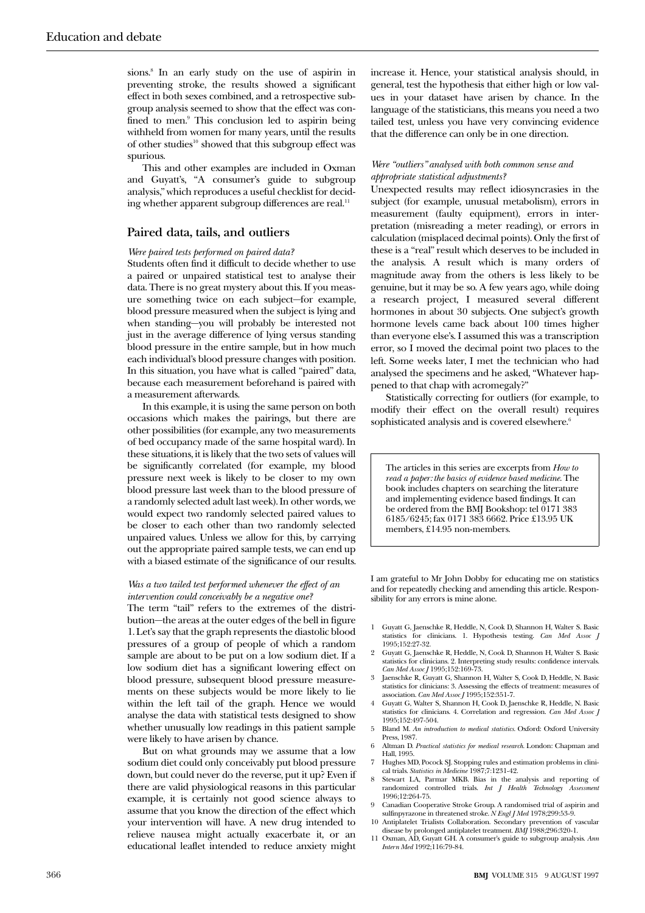sions.[8] In an early study on the use of aspirin in preventing stroke, the results showed a significant effect in both sexes combined, and a retrospective subgroup analysis seemed to show that the effect was confined to men.[9] This conclusion led to aspirin being withheld from women for many years, until the results of other studies[10] showed that this subgroup effect was spurious.

This and other examples are included in Oxman and Guyatt's, "A consumer's guide to subgroup analysis," which reproduces a useful checklist for deciding whether apparent subgroup differences are real.[11]

## Paired data, tails, and outliers

*Were paired tests performed on paired data?*

Students often find it difficult to decide whether to use a paired or unpaired statistical test to analyse their data. There is no great mystery about this. If you measure something twice on each subject—for example, blood pressure measured when the subject is lying and when standing—you will probably be interested not just in the average difference of lying versus standing blood pressure in the entire sample, but in how much each individual's blood pressure changes with position. In this situation, you have what is called "paired" data, because each measurement beforehand is paired with a measurement afterwards.

In this example, it is using the same person on both occasions which makes the pairings, but there are other possibilities (for example, any two measurements of bed occupancy made of the same hospital ward). In these situations, it is likely that the two sets of values will be significantly correlated (for example, my blood pressure next week is likely to be closer to my own blood pressure last week than to the blood pressure of a randomly selected adult last week). In other words, we would expect two randomly selected paired values to be closer to each other than two randomly selected unpaired values. Unless we allow for this, by carrying out the appropriate paired sample tests, we can end up with a biased estimate of the significance of our results.

*Was a two tailed test performed whenever the effect of an intervention could conceivably be a negative one?*

The term "tail" refers to the extremes of the distribution—the areas at the outer edges of the bell in figure 1. Let's say that the graph represents the diastolic blood pressures of a group of people of which a random sample are about to be put on a low sodium diet. If a low sodium diet has a significant lowering effect on blood pressure, subsequent blood pressure measurements on these subjects would be more likely to lie within the left tail of the graph. Hence we would analyse the data with statistical tests designed to show whether unusually low readings in this patient sample were likely to have arisen by chance.

But on what grounds may we assume that a low sodium diet could only conceivably put blood pressure down, but could never do the reverse, put it up? Even if there are valid physiological reasons in this particular example, it is certainly not good science always to assume that you know the direction of the effect which your intervention will have. A new drug intended to relieve nausea might actually exacerbate it, or an educational leaflet intended to reduce anxiety might increase it. Hence, your statistical analysis should, in general, test the hypothesis that either high or low values in your dataset have arisen by chance. In the language of the statisticians, this means you need a two tailed test, unless you have very convincing evidence that the difference can only be in one direction.

*Were "outliers" analysed with both common sense and appropriate statistical adjustments?*

Unexpected results may reflect idiosyncrasies in the subject (for example, unusual metabolism), errors in measurement (faulty equipment), errors in interpretation (misreading a meter reading), or errors in calculation (misplaced decimal points). Only the first of these is a "real" result which deserves to be included in the analysis. A result which is many orders of magnitude away from the others is less likely to be genuine, but it may be so. A few years ago, while doing a research project, I measured several different hormones in about 30 subjects. One subject's growth hormone levels came back about 100 times higher than everyone else's. I assumed this was a transcription error, so I moved the decimal point two places to the left. Some weeks later, I met the technician who had analysed the specimens and he asked, "Whatever happened to that chap with acromegaly?"

Statistically correcting for outliers (for example, to modify their effect on the overall result) requires sophisticated analysis and is covered elsewhere.[6]

> The articles in this series are excerpts from *How to read a paper: the basics of evidence based medicine.* The book includes chapters on searching the literature and implementing evidence based findings. It can be ordered from the BMJ Bookshop: tel 0171 383 6185/6245; fax 0171 383 6662. Price £13.95 UK members, £14.95 non-members.

I am grateful to Mr John Dobby for educating me on statistics and for repeatedly checking and amending this article. Responsibility for any errors is mine alone.

1. Guyatt G, Jaenschke R, Heddle, N, Cook D, Shannon H, Walter S. Basic statistics for clinicians. 1. Hypothesis testing. *Can Med Assoc J* 1995;152:27-32.
2. Guyatt G, Jaenschke R, Heddle, N, Cook D, Shannon H, Walter S. Basic statistics for clinicians. 2. Interpreting study results: confidence intervals. *Can Med Assoc J* 1995;152:169-73.
3. Jaenschke R, Guyatt G, Shannon H, Walter S, Cook D, Heddle, N. Basic statistics for clinicians: 3. Assessing the effects of treatment: measures of association. *Can Med Assoc J* 1995;152:351-7.
4. Guyatt G, Walter S, Shannon H, Cook D, Jaenschke R, Heddle, N. Basic statistics for clinicians. 4. Correlation and regression. *Can Med Assoc J* 1995;152:497-504.
5. Bland M. *An introduction to medical statistics.* Oxford: Oxford University Press, 1987.
6. Altman D. *Practical statistics for medical research.* London: Chapman and Hall, 1995.
7. Hughes MD, Pocock SJ. Stopping rules and estimation problems in clinical trials. *Statistics in Medicine* 1987;7:1231-42.
8. Stewart LA, Parmar MKB. Bias in the analysis and reporting of randomized controlled trials. *Int J Health Technology Assessment* 1996;12:264-75.
9. Canadian Cooperative Stroke Group. A randomised trial of aspirin and sulfinpyrazone in threatened stroke. *N Engl J Med* 1978;299:53-9.
10. Antiplatelet Trialists Collaboration. Secondary prevention of vascular disease by prolonged antiplatelet treatment. *BMJ* 1988;296:320-1.
11. Oxman, AD, Guyatt GH. A consumer's guide to subgroup analysis. *Ann Intern Med* 1992;116:79-84.